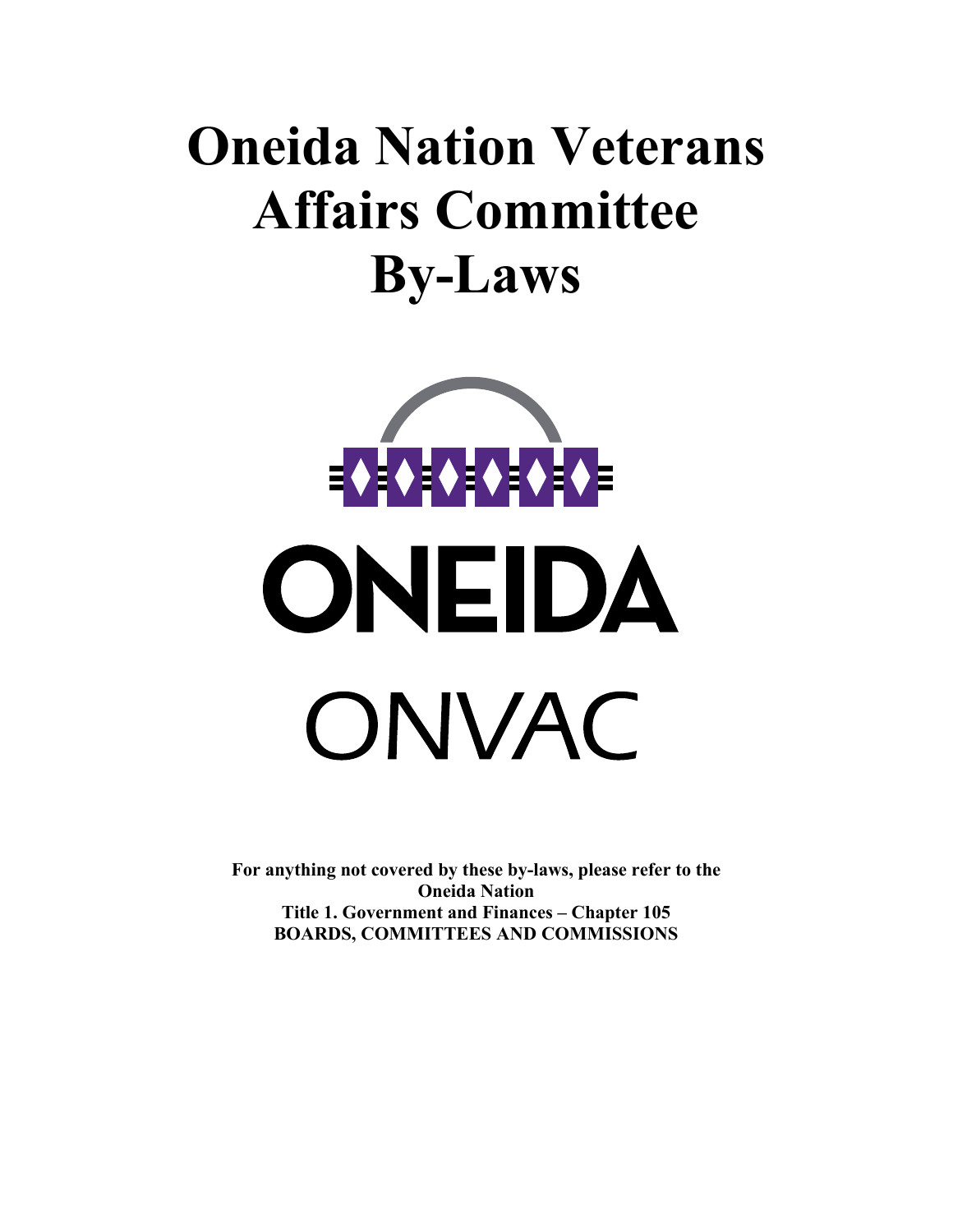# Oneida Nation Veterans Affairs Committee By-Laws

ONEIDA

ONVAC

**For anything not covered by these by-laws, please refer to the Oneida Nation**
**Title 1. Government and Finances – Chapter 105**
**BOARDS, COMMITTEES AND COMMISSIONS**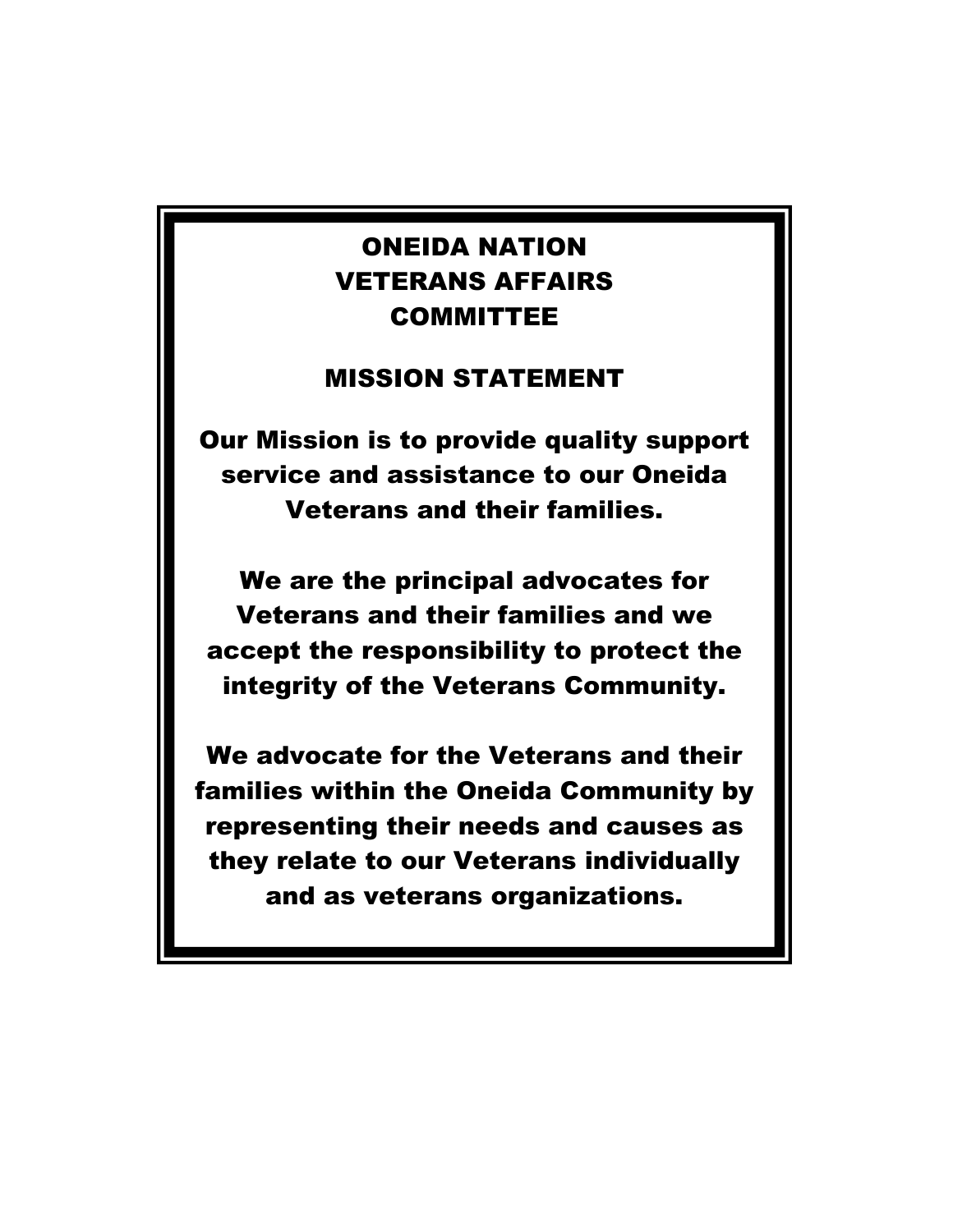# ONEIDA NATION VETERANS AFFAIRS COMMITTEE

## MISSION STATEMENT

**Our Mission is to provide quality support service and assistance to our Oneida Veterans and their families.**

**We are the principal advocates for Veterans and their families and we accept the responsibility to protect the integrity of the Veterans Community.**

**We advocate for the Veterans and their families within the Oneida Community by representing their needs and causes as they relate to our Veterans individually and as veterans organizations.**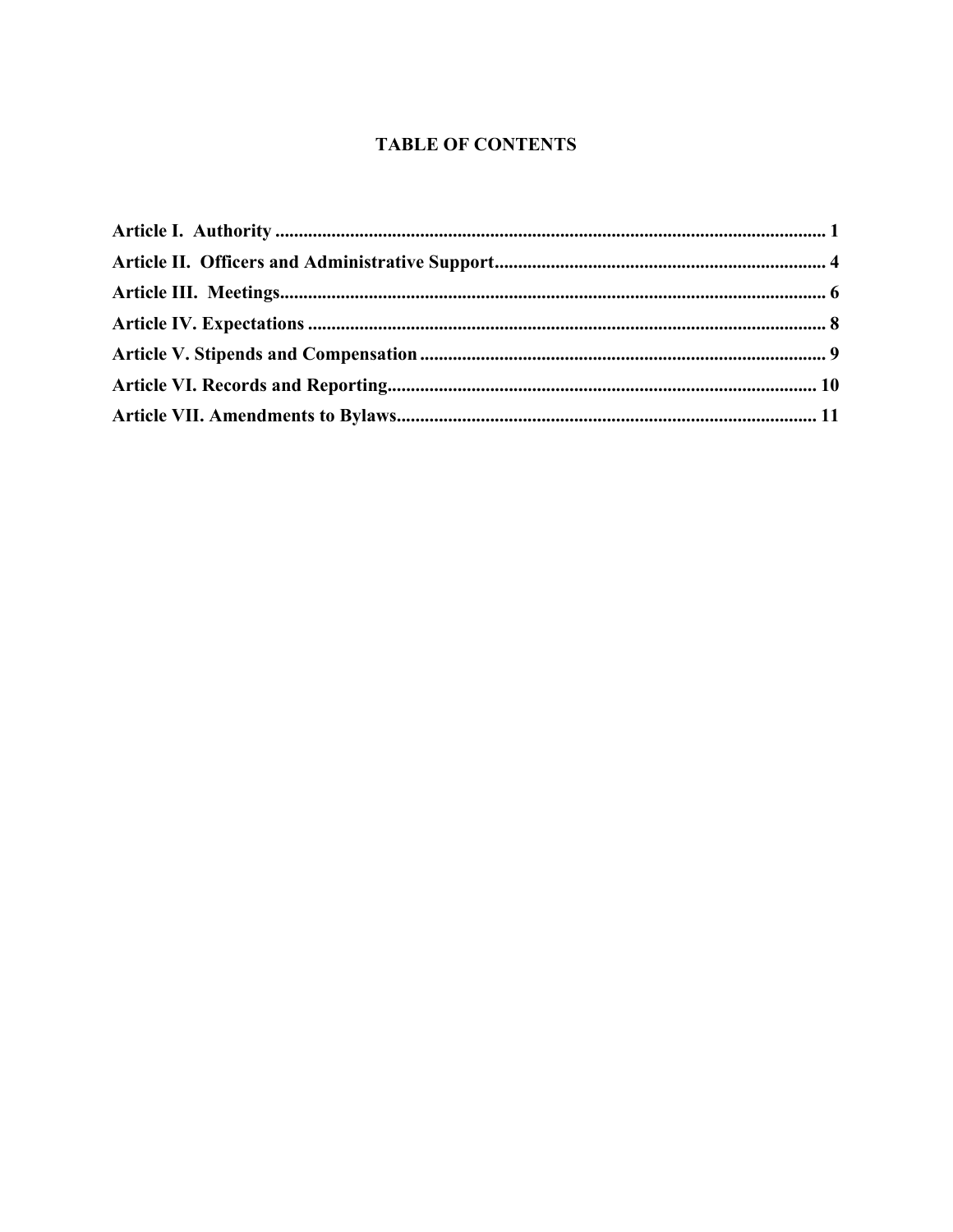# TABLE OF CONTENTS

**Article I. Authority** ..................................................................................................................... 1
**Article II. Officers and Administrative Support** ...................................................................... 4
**Article III. Meetings** ..................................................................................................................... 6
**Article IV. Expectations** .............................................................................................................. 8
**Article V. Stipends and Compensation** ...................................................................................... 9
**Article VI. Records and Reporting** ............................................................................................ 10
**Article VII. Amendments to Bylaws** ......................................................................................... 11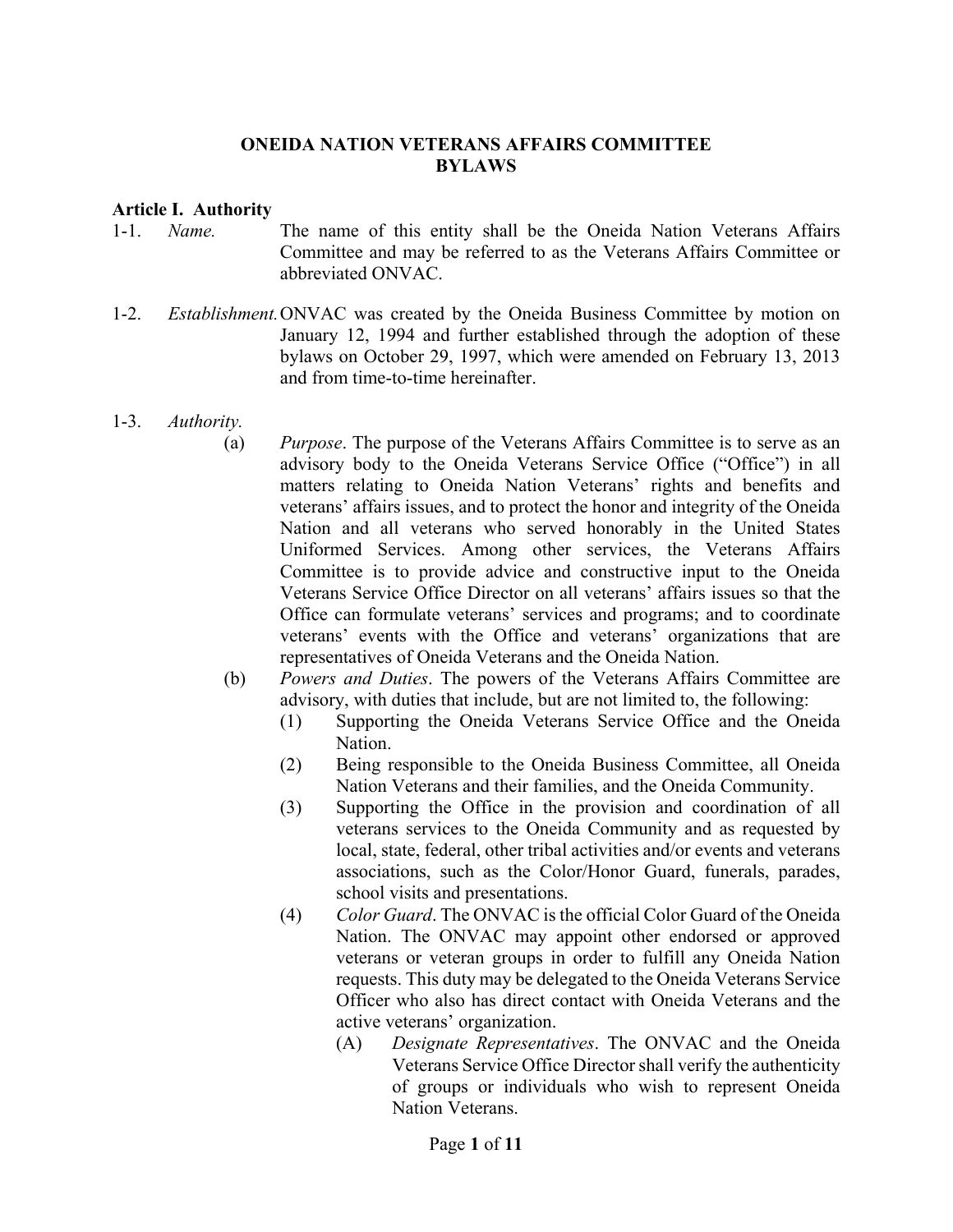# ONEIDA NATION VETERANS AFFAIRS COMMITTEE BYLAWS

## Article I. Authority

1-1. *Name.* The name of this entity shall be the Oneida Nation Veterans Affairs Committee and may be referred to as the Veterans Affairs Committee or abbreviated ONVAC.

1-2. *Establishment.* ONVAC was created by the Oneida Business Committee by motion on January 12, 1994 and further established through the adoption of these bylaws on October 29, 1997, which were amended on February 13, 2013 and from time-to-time hereinafter.

1-3. *Authority.*

(a) *Purpose*. The purpose of the Veterans Affairs Committee is to serve as an advisory body to the Oneida Veterans Service Office ("Office") in all matters relating to Oneida Nation Veterans' rights and benefits and veterans' affairs issues, and to protect the honor and integrity of the Oneida Nation and all veterans who served honorably in the United States Uniformed Services. Among other services, the Veterans Affairs Committee is to provide advice and constructive input to the Oneida Veterans Service Office Director on all veterans' affairs issues so that the Office can formulate veterans' services and programs; and to coordinate veterans' events with the Office and veterans' organizations that are representatives of Oneida Veterans and the Oneida Nation.

(b) *Powers and Duties*. The powers of the Veterans Affairs Committee are advisory, with duties that include, but are not limited to, the following:

(1) Supporting the Oneida Veterans Service Office and the Oneida Nation.

(2) Being responsible to the Oneida Business Committee, all Oneida Nation Veterans and their families, and the Oneida Community.

(3) Supporting the Office in the provision and coordination of all veterans services to the Oneida Community and as requested by local, state, federal, other tribal activities and/or events and veterans associations, such as the Color/Honor Guard, funerals, parades, school visits and presentations.

(4) *Color Guard*. The ONVAC is the official Color Guard of the Oneida Nation. The ONVAC may appoint other endorsed or approved veterans or veteran groups in order to fulfill any Oneida Nation requests. This duty may be delegated to the Oneida Veterans Service Officer who also has direct contact with Oneida Veterans and the active veterans' organization.

(A) *Designate Representatives*. The ONVAC and the Oneida Veterans Service Office Director shall verify the authenticity of groups or individuals who wish to represent Oneida Nation Veterans.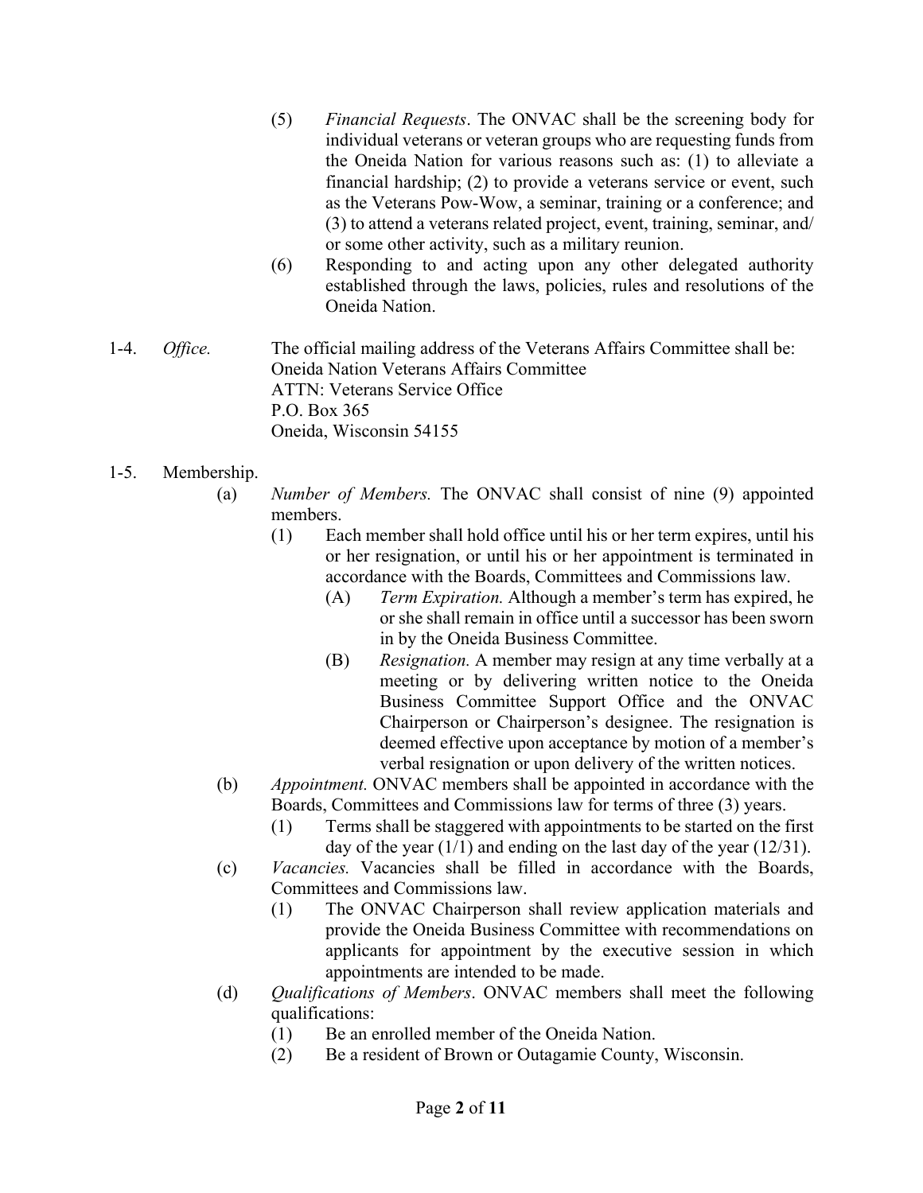(5) *Financial Requests*. The ONVAC shall be the screening body for individual veterans or veteran groups who are requesting funds from the Oneida Nation for various reasons such as: (1) to alleviate a financial hardship; (2) to provide a veterans service or event, such as the Veterans Pow-Wow, a seminar, training or a conference; and (3) to attend a veterans related project, event, training, seminar, and/or some other activity, such as a military reunion.

(6) Responding to and acting upon any other delegated authority established through the laws, policies, rules and resolutions of the Oneida Nation.

1-4. *Office.* The official mailing address of the Veterans Affairs Committee shall be:
Oneida Nation Veterans Affairs Committee
ATTN: Veterans Service Office
P.O. Box 365
Oneida, Wisconsin 54155

1-5. Membership.

(a) *Number of Members.* The ONVAC shall consist of nine (9) appointed members.

(1) Each member shall hold office until his or her term expires, until his or her resignation, or until his or her appointment is terminated in accordance with the Boards, Committees and Commissions law.

(A) *Term Expiration.* Although a member's term has expired, he or she shall remain in office until a successor has been sworn in by the Oneida Business Committee.

(B) *Resignation.* A member may resign at any time verbally at a meeting or by delivering written notice to the Oneida Business Committee Support Office and the ONVAC Chairperson or Chairperson's designee. The resignation is deemed effective upon acceptance by motion of a member's verbal resignation or upon delivery of the written notices.

(b) *Appointment.* ONVAC members shall be appointed in accordance with the Boards, Committees and Commissions law for terms of three (3) years.

(1) Terms shall be staggered with appointments to be started on the first day of the year (1/1) and ending on the last day of the year (12/31).

(c) *Vacancies.* Vacancies shall be filled in accordance with the Boards, Committees and Commissions law.

(1) The ONVAC Chairperson shall review application materials and provide the Oneida Business Committee with recommendations on applicants for appointment by the executive session in which appointments are intended to be made.

(d) *Qualifications of Members*. ONVAC members shall meet the following qualifications:

(1) Be an enrolled member of the Oneida Nation.

(2) Be a resident of Brown or Outagamie County, Wisconsin.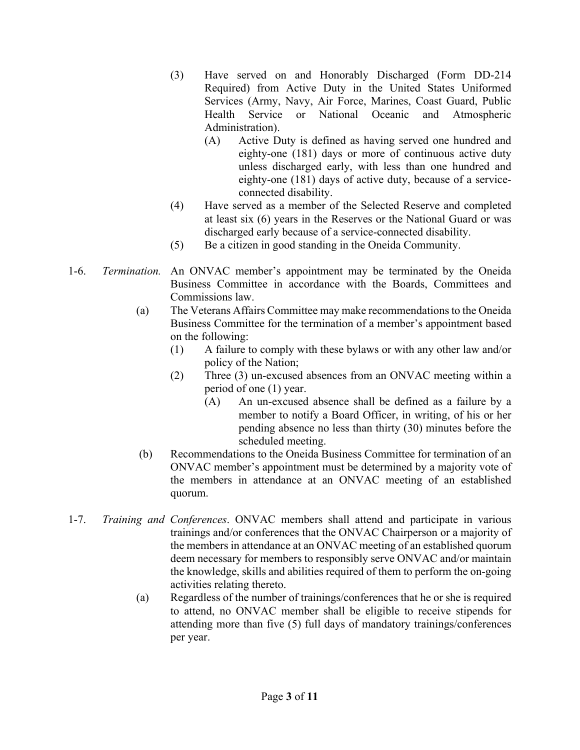(3) Have served on and Honorably Discharged (Form DD-214 Required) from Active Duty in the United States Uniformed Services (Army, Navy, Air Force, Marines, Coast Guard, Public Health Service or National Oceanic and Atmospheric Administration).
   (A) Active Duty is defined as having served one hundred and eighty-one (181) days or more of continuous active duty unless discharged early, with less than one hundred and eighty-one (181) days of active duty, because of a service-connected disability.

(4) Have served as a member of the Selected Reserve and completed at least six (6) years in the Reserves or the National Guard or was discharged early because of a service-connected disability.

(5) Be a citizen in good standing in the Oneida Community.

1-6. *Termination.* An ONVAC member's appointment may be terminated by the Oneida Business Committee in accordance with the Boards, Committees and Commissions law.

(a) The Veterans Affairs Committee may make recommendations to the Oneida Business Committee for the termination of a member's appointment based on the following:
   (1) A failure to comply with these bylaws or with any other law and/or policy of the Nation;
   (2) Three (3) un-excused absences from an ONVAC meeting within a period of one (1) year.
      (A) An un-excused absence shall be defined as a failure by a member to notify a Board Officer, in writing, of his or her pending absence no less than thirty (30) minutes before the scheduled meeting.

(b) Recommendations to the Oneida Business Committee for termination of an ONVAC member's appointment must be determined by a majority vote of the members in attendance at an ONVAC meeting of an established quorum.

1-7. *Training and Conferences*. ONVAC members shall attend and participate in various trainings and/or conferences that the ONVAC Chairperson or a majority of the members in attendance at an ONVAC meeting of an established quorum deem necessary for members to responsibly serve ONVAC and/or maintain the knowledge, skills and abilities required of them to perform the on-going activities relating thereto.

(a) Regardless of the number of trainings/conferences that he or she is required to attend, no ONVAC member shall be eligible to receive stipends for attending more than five (5) full days of mandatory trainings/conferences per year.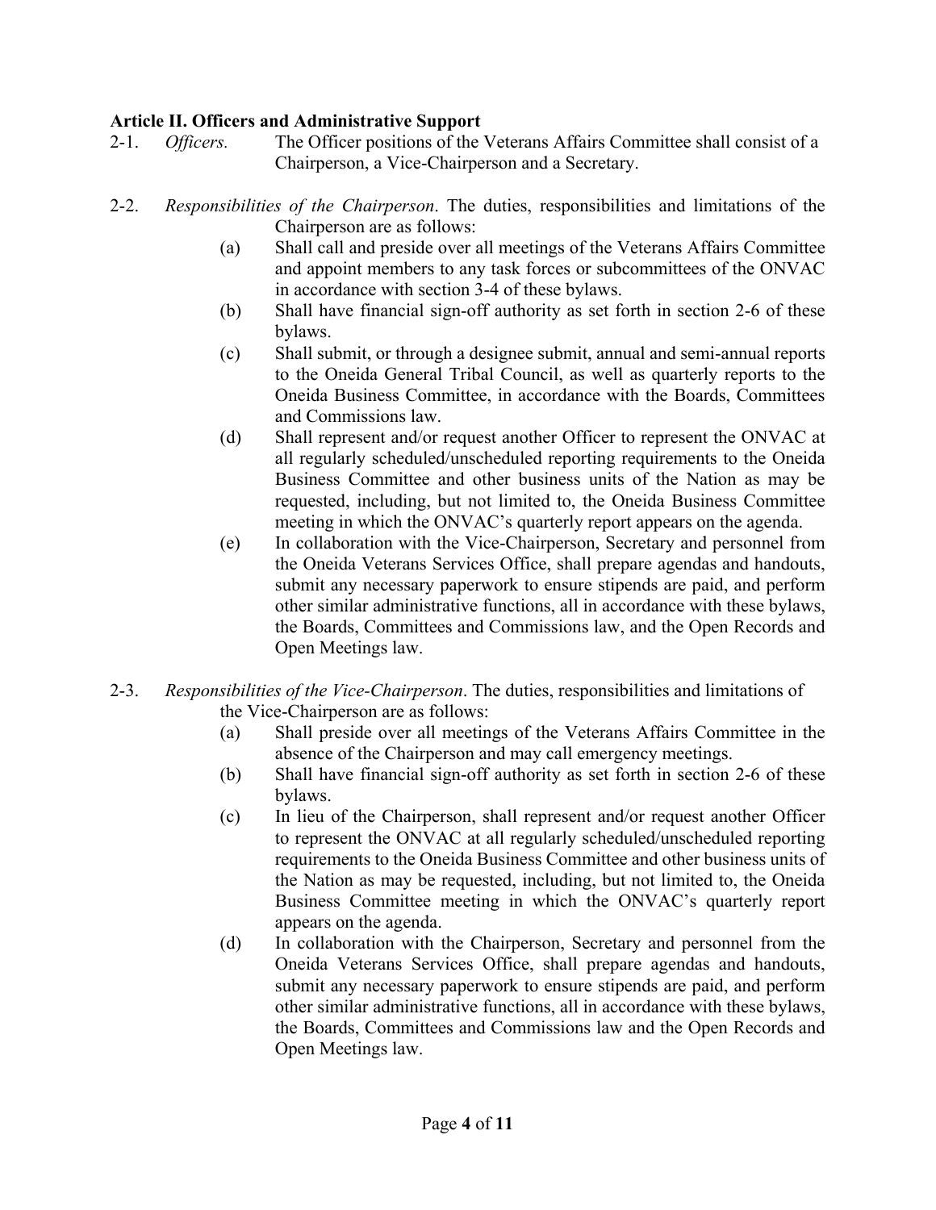**Article II. Officers and Administrative Support**

2-1. *Officers.* The Officer positions of the Veterans Affairs Committee shall consist of a Chairperson, a Vice-Chairperson and a Secretary.

2-2. *Responsibilities of the Chairperson*. The duties, responsibilities and limitations of the Chairperson are as follows:

- (a) Shall call and preside over all meetings of the Veterans Affairs Committee and appoint members to any task forces or subcommittees of the ONVAC in accordance with section 3-4 of these bylaws.
- (b) Shall have financial sign-off authority as set forth in section 2-6 of these bylaws.
- (c) Shall submit, or through a designee submit, annual and semi-annual reports to the Oneida General Tribal Council, as well as quarterly reports to the Oneida Business Committee, in accordance with the Boards, Committees and Commissions law.
- (d) Shall represent and/or request another Officer to represent the ONVAC at all regularly scheduled/unscheduled reporting requirements to the Oneida Business Committee and other business units of the Nation as may be requested, including, but not limited to, the Oneida Business Committee meeting in which the ONVAC's quarterly report appears on the agenda.
- (e) In collaboration with the Vice-Chairperson, Secretary and personnel from the Oneida Veterans Services Office, shall prepare agendas and handouts, submit any necessary paperwork to ensure stipends are paid, and perform other similar administrative functions, all in accordance with these bylaws, the Boards, Committees and Commissions law, and the Open Records and Open Meetings law.

2-3. *Responsibilities of the Vice-Chairperson*. The duties, responsibilities and limitations of the Vice-Chairperson are as follows:

- (a) Shall preside over all meetings of the Veterans Affairs Committee in the absence of the Chairperson and may call emergency meetings.
- (b) Shall have financial sign-off authority as set forth in section 2-6 of these bylaws.
- (c) In lieu of the Chairperson, shall represent and/or request another Officer to represent the ONVAC at all regularly scheduled/unscheduled reporting requirements to the Oneida Business Committee and other business units of the Nation as may be requested, including, but not limited to, the Oneida Business Committee meeting in which the ONVAC's quarterly report appears on the agenda.
- (d) In collaboration with the Chairperson, Secretary and personnel from the Oneida Veterans Services Office, shall prepare agendas and handouts, submit any necessary paperwork to ensure stipends are paid, and perform other similar administrative functions, all in accordance with these bylaws, the Boards, Committees and Commissions law and the Open Records and Open Meetings law.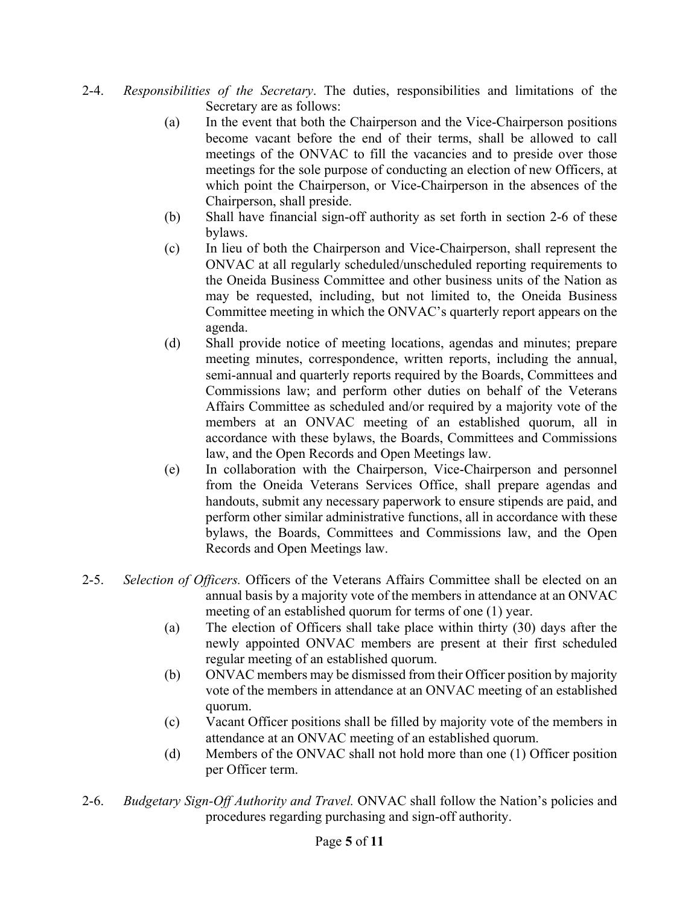2-4. *Responsibilities of the Secretary*. The duties, responsibilities and limitations of the Secretary are as follows:

(a) In the event that both the Chairperson and the Vice-Chairperson positions become vacant before the end of their terms, shall be allowed to call meetings of the ONVAC to fill the vacancies and to preside over those meetings for the sole purpose of conducting an election of new Officers, at which point the Chairperson, or Vice-Chairperson in the absences of the Chairperson, shall preside.

(b) Shall have financial sign-off authority as set forth in section 2-6 of these bylaws.

(c) In lieu of both the Chairperson and Vice-Chairperson, shall represent the ONVAC at all regularly scheduled/unscheduled reporting requirements to the Oneida Business Committee and other business units of the Nation as may be requested, including, but not limited to, the Oneida Business Committee meeting in which the ONVAC's quarterly report appears on the agenda.

(d) Shall provide notice of meeting locations, agendas and minutes; prepare meeting minutes, correspondence, written reports, including the annual, semi-annual and quarterly reports required by the Boards, Committees and Commissions law; and perform other duties on behalf of the Veterans Affairs Committee as scheduled and/or required by a majority vote of the members at an ONVAC meeting of an established quorum, all in accordance with these bylaws, the Boards, Committees and Commissions law, and the Open Records and Open Meetings law.

(e) In collaboration with the Chairperson, Vice-Chairperson and personnel from the Oneida Veterans Services Office, shall prepare agendas and handouts, submit any necessary paperwork to ensure stipends are paid, and perform other similar administrative functions, all in accordance with these bylaws, the Boards, Committees and Commissions law, and the Open Records and Open Meetings law.

2-5. *Selection of Officers.* Officers of the Veterans Affairs Committee shall be elected on an annual basis by a majority vote of the members in attendance at an ONVAC meeting of an established quorum for terms of one (1) year.

(a) The election of Officers shall take place within thirty (30) days after the newly appointed ONVAC members are present at their first scheduled regular meeting of an established quorum.

(b) ONVAC members may be dismissed from their Officer position by majority vote of the members in attendance at an ONVAC meeting of an established quorum.

(c) Vacant Officer positions shall be filled by majority vote of the members in attendance at an ONVAC meeting of an established quorum.

(d) Members of the ONVAC shall not hold more than one (1) Officer position per Officer term.

2-6. *Budgetary Sign-Off Authority and Travel.* ONVAC shall follow the Nation's policies and procedures regarding purchasing and sign-off authority.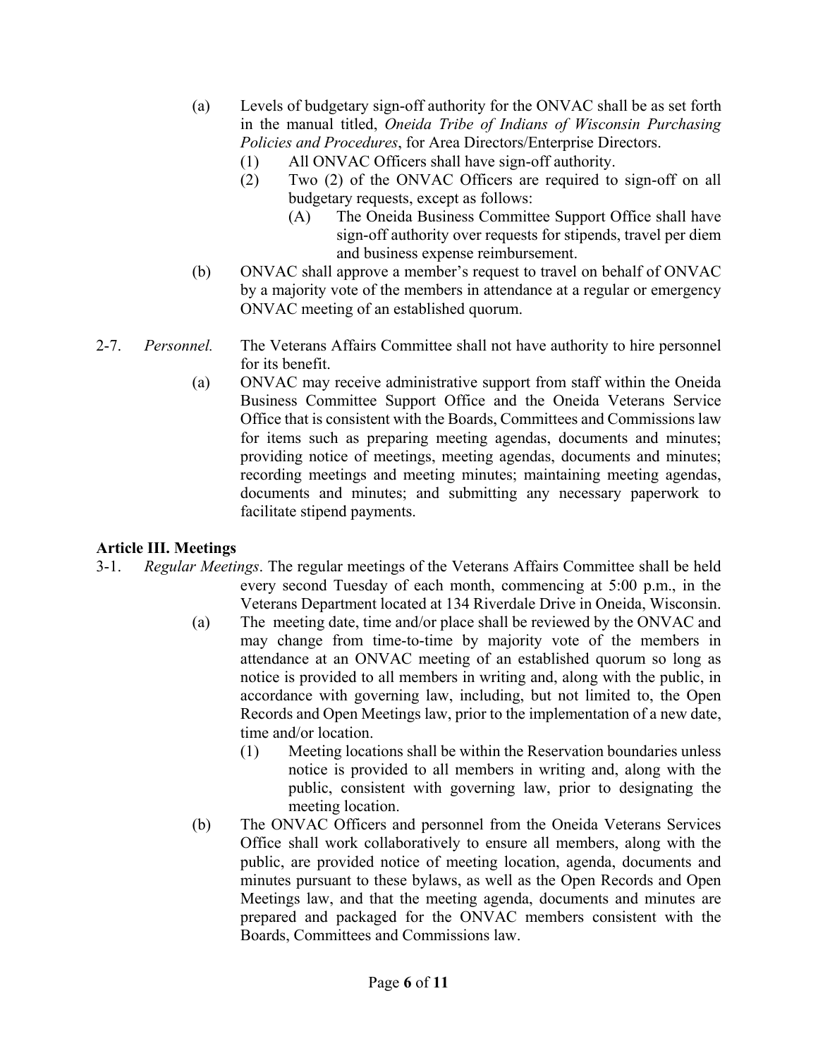(a) Levels of budgetary sign-off authority for the ONVAC shall be as set forth in the manual titled, *Oneida Tribe of Indians of Wisconsin Purchasing Policies and Procedures*, for Area Directors/Enterprise Directors.

   (1) All ONVAC Officers shall have sign-off authority.

   (2) Two (2) of the ONVAC Officers are required to sign-off on all budgetary requests, except as follows:

      (A) The Oneida Business Committee Support Office shall have sign-off authority over requests for stipends, travel per diem and business expense reimbursement.

(b) ONVAC shall approve a member's request to travel on behalf of ONVAC by a majority vote of the members in attendance at a regular or emergency ONVAC meeting of an established quorum.

2-7. *Personnel.* The Veterans Affairs Committee shall not have authority to hire personnel for its benefit.

(a) ONVAC may receive administrative support from staff within the Oneida Business Committee Support Office and the Oneida Veterans Service Office that is consistent with the Boards, Committees and Commissions law for items such as preparing meeting agendas, documents and minutes; providing notice of meetings, meeting agendas, documents and minutes; recording meetings and meeting minutes; maintaining meeting agendas, documents and minutes; and submitting any necessary paperwork to facilitate stipend payments.

**Article III. Meetings**

3-1. *Regular Meetings*. The regular meetings of the Veterans Affairs Committee shall be held every second Tuesday of each month, commencing at 5:00 p.m., in the Veterans Department located at 134 Riverdale Drive in Oneida, Wisconsin.

(a) The meeting date, time and/or place shall be reviewed by the ONVAC and may change from time-to-time by majority vote of the members in attendance at an ONVAC meeting of an established quorum so long as notice is provided to all members in writing and, along with the public, in accordance with governing law, including, but not limited to, the Open Records and Open Meetings law, prior to the implementation of a new date, time and/or location.

   (1) Meeting locations shall be within the Reservation boundaries unless notice is provided to all members in writing and, along with the public, consistent with governing law, prior to designating the meeting location.

(b) The ONVAC Officers and personnel from the Oneida Veterans Services Office shall work collaboratively to ensure all members, along with the public, are provided notice of meeting location, agenda, documents and minutes pursuant to these bylaws, as well as the Open Records and Open Meetings law, and that the meeting agenda, documents and minutes are prepared and packaged for the ONVAC members consistent with the Boards, Committees and Commissions law.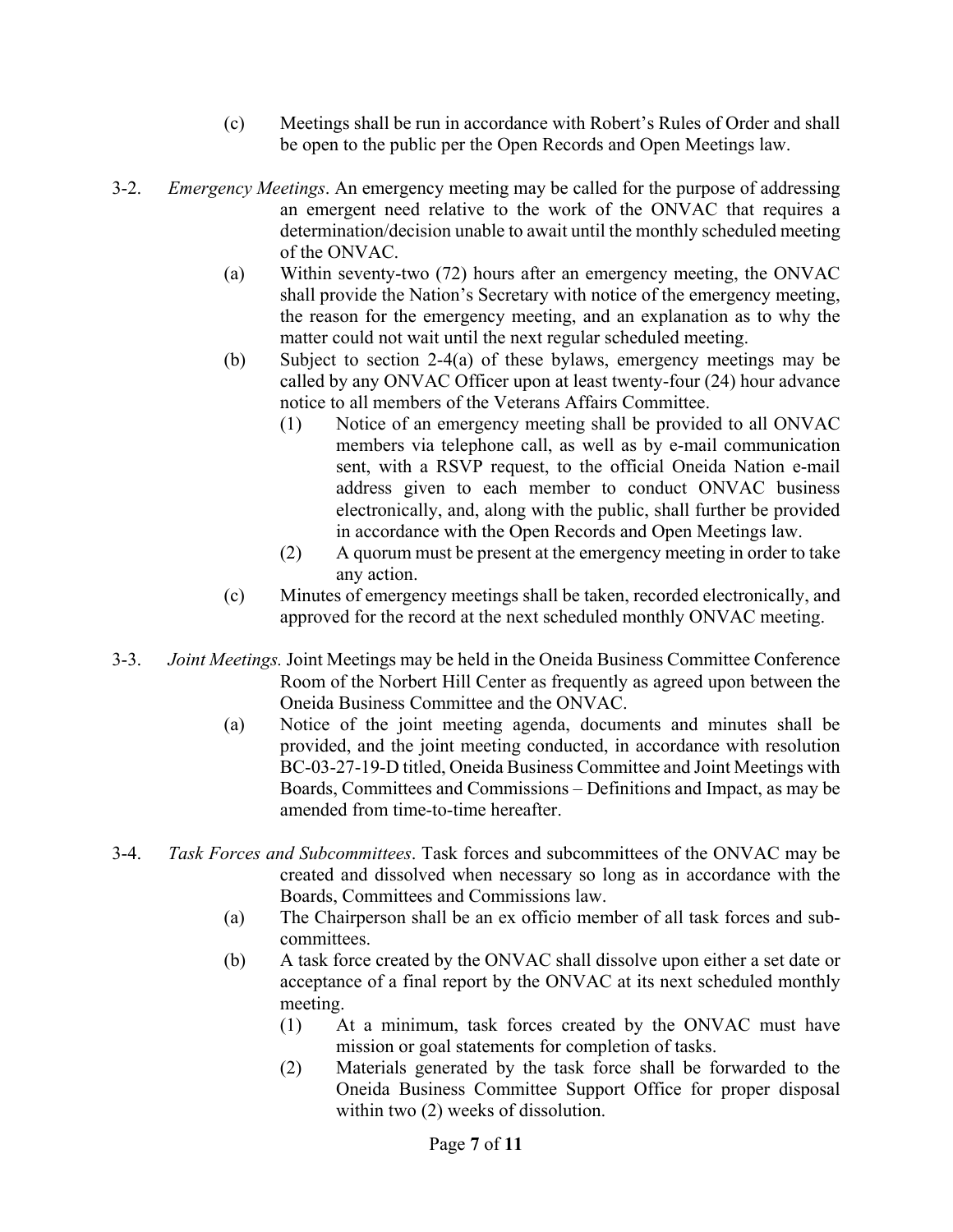(c) Meetings shall be run in accordance with Robert's Rules of Order and shall be open to the public per the Open Records and Open Meetings law.

3-2. *Emergency Meetings*. An emergency meeting may be called for the purpose of addressing an emergent need relative to the work of the ONVAC that requires a determination/decision unable to await until the monthly scheduled meeting of the ONVAC.

(a) Within seventy-two (72) hours after an emergency meeting, the ONVAC shall provide the Nation's Secretary with notice of the emergency meeting, the reason for the emergency meeting, and an explanation as to why the matter could not wait until the next regular scheduled meeting.

(b) Subject to section 2-4(a) of these bylaws, emergency meetings may be called by any ONVAC Officer upon at least twenty-four (24) hour advance notice to all members of the Veterans Affairs Committee.

(1) Notice of an emergency meeting shall be provided to all ONVAC members via telephone call, as well as by e-mail communication sent, with a RSVP request, to the official Oneida Nation e-mail address given to each member to conduct ONVAC business electronically, and, along with the public, shall further be provided in accordance with the Open Records and Open Meetings law.

(2) A quorum must be present at the emergency meeting in order to take any action.

(c) Minutes of emergency meetings shall be taken, recorded electronically, and approved for the record at the next scheduled monthly ONVAC meeting.

3-3. *Joint Meetings.* Joint Meetings may be held in the Oneida Business Committee Conference Room of the Norbert Hill Center as frequently as agreed upon between the Oneida Business Committee and the ONVAC.

(a) Notice of the joint meeting agenda, documents and minutes shall be provided, and the joint meeting conducted, in accordance with resolution BC-03-27-19-D titled, Oneida Business Committee and Joint Meetings with Boards, Committees and Commissions – Definitions and Impact, as may be amended from time-to-time hereafter.

3-4. *Task Forces and Subcommittees*. Task forces and subcommittees of the ONVAC may be created and dissolved when necessary so long as in accordance with the Boards, Committees and Commissions law.

(a) The Chairperson shall be an ex officio member of all task forces and sub-committees.

(b) A task force created by the ONVAC shall dissolve upon either a set date or acceptance of a final report by the ONVAC at its next scheduled monthly meeting.

(1) At a minimum, task forces created by the ONVAC must have mission or goal statements for completion of tasks.

(2) Materials generated by the task force shall be forwarded to the Oneida Business Committee Support Office for proper disposal within two (2) weeks of dissolution.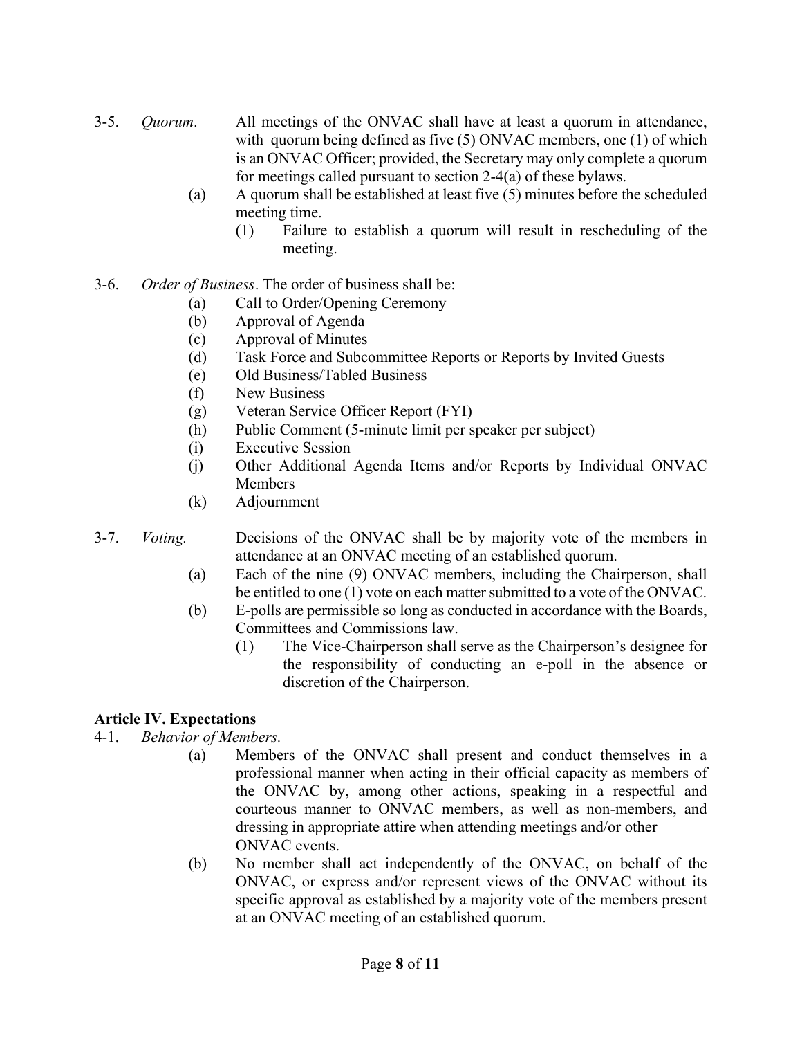3-5. *Quorum*. All meetings of the ONVAC shall have at least a quorum in attendance, with quorum being defined as five (5) ONVAC members, one (1) of which is an ONVAC Officer; provided, the Secretary may only complete a quorum for meetings called pursuant to section 2-4(a) of these bylaws.

- (a) A quorum shall be established at least five (5) minutes before the scheduled meeting time.
  - (1) Failure to establish a quorum will result in rescheduling of the meeting.

3-6. *Order of Business*. The order of business shall be:

- (a) Call to Order/Opening Ceremony
- (b) Approval of Agenda
- (c) Approval of Minutes
- (d) Task Force and Subcommittee Reports or Reports by Invited Guests
- (e) Old Business/Tabled Business
- (f) New Business
- (g) Veteran Service Officer Report (FYI)
- (h) Public Comment (5-minute limit per speaker per subject)
- (i) Executive Session
- (j) Other Additional Agenda Items and/or Reports by Individual ONVAC Members
- (k) Adjournment

3-7. *Voting.* Decisions of the ONVAC shall be by majority vote of the members in attendance at an ONVAC meeting of an established quorum.

- (a) Each of the nine (9) ONVAC members, including the Chairperson, shall be entitled to one (1) vote on each matter submitted to a vote of the ONVAC.
- (b) E-polls are permissible so long as conducted in accordance with the Boards, Committees and Commissions law.
  - (1) The Vice-Chairperson shall serve as the Chairperson's designee for the responsibility of conducting an e-poll in the absence or discretion of the Chairperson.

## Article IV. Expectations

4-1. *Behavior of Members.*

- (a) Members of the ONVAC shall present and conduct themselves in a professional manner when acting in their official capacity as members of the ONVAC by, among other actions, speaking in a respectful and courteous manner to ONVAC members, as well as non-members, and dressing in appropriate attire when attending meetings and/or other ONVAC events.
- (b) No member shall act independently of the ONVAC, on behalf of the ONVAC, or express and/or represent views of the ONVAC without its specific approval as established by a majority vote of the members present at an ONVAC meeting of an established quorum.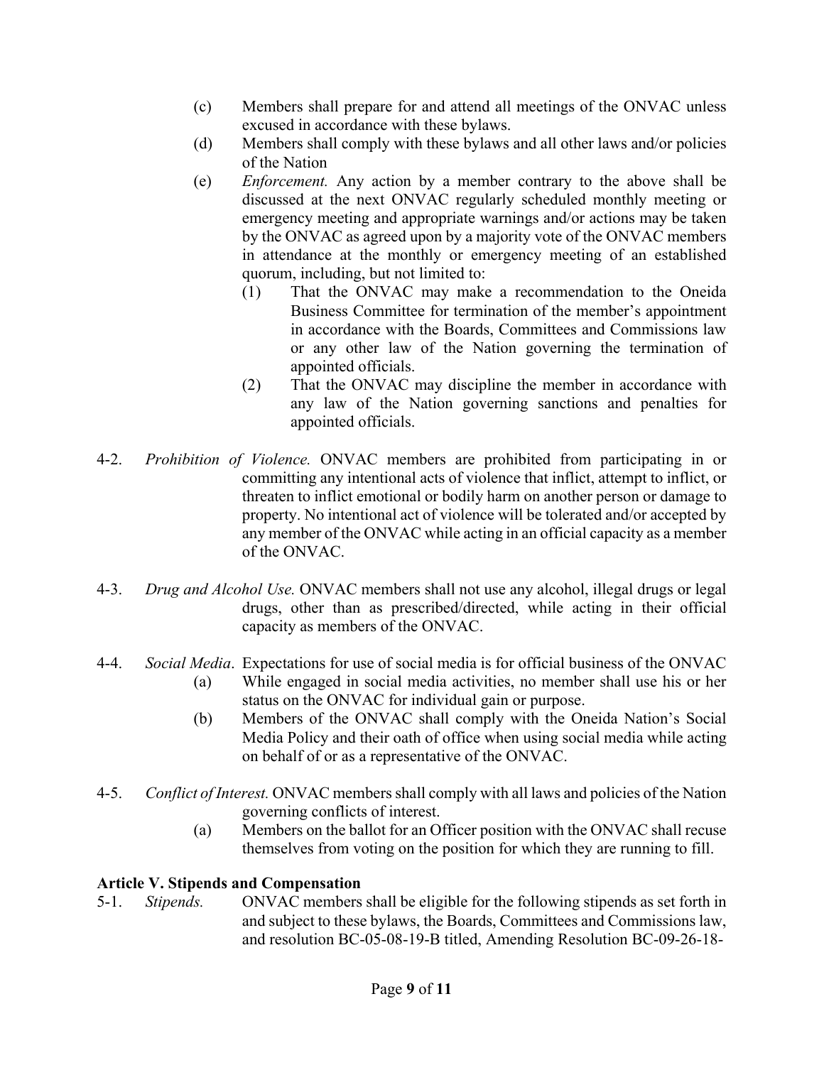(c) Members shall prepare for and attend all meetings of the ONVAC unless excused in accordance with these bylaws.

(d) Members shall comply with these bylaws and all other laws and/or policies of the Nation

(e) *Enforcement.* Any action by a member contrary to the above shall be discussed at the next ONVAC regularly scheduled monthly meeting or emergency meeting and appropriate warnings and/or actions may be taken by the ONVAC as agreed upon by a majority vote of the ONVAC members in attendance at the monthly or emergency meeting of an established quorum, including, but not limited to:

(1) That the ONVAC may make a recommendation to the Oneida Business Committee for termination of the member's appointment in accordance with the Boards, Committees and Commissions law or any other law of the Nation governing the termination of appointed officials.

(2) That the ONVAC may discipline the member in accordance with any law of the Nation governing sanctions and penalties for appointed officials.

4-2. *Prohibition of Violence.* ONVAC members are prohibited from participating in or committing any intentional acts of violence that inflict, attempt to inflict, or threaten to inflict emotional or bodily harm on another person or damage to property. No intentional act of violence will be tolerated and/or accepted by any member of the ONVAC while acting in an official capacity as a member of the ONVAC.

4-3. *Drug and Alcohol Use.* ONVAC members shall not use any alcohol, illegal drugs or legal drugs, other than as prescribed/directed, while acting in their official capacity as members of the ONVAC.

4-4. *Social Media*. Expectations for use of social media is for official business of the ONVAC

(a) While engaged in social media activities, no member shall use his or her status on the ONVAC for individual gain or purpose.

(b) Members of the ONVAC shall comply with the Oneida Nation's Social Media Policy and their oath of office when using social media while acting on behalf of or as a representative of the ONVAC.

4-5. *Conflict of Interest.* ONVAC members shall comply with all laws and policies of the Nation governing conflicts of interest.

(a) Members on the ballot for an Officer position with the ONVAC shall recuse themselves from voting on the position for which they are running to fill.

## Article V. Stipends and Compensation

5-1. *Stipends.* ONVAC members shall be eligible for the following stipends as set forth in and subject to these bylaws, the Boards, Committees and Commissions law, and resolution BC-05-08-19-B titled, Amending Resolution BC-09-26-18-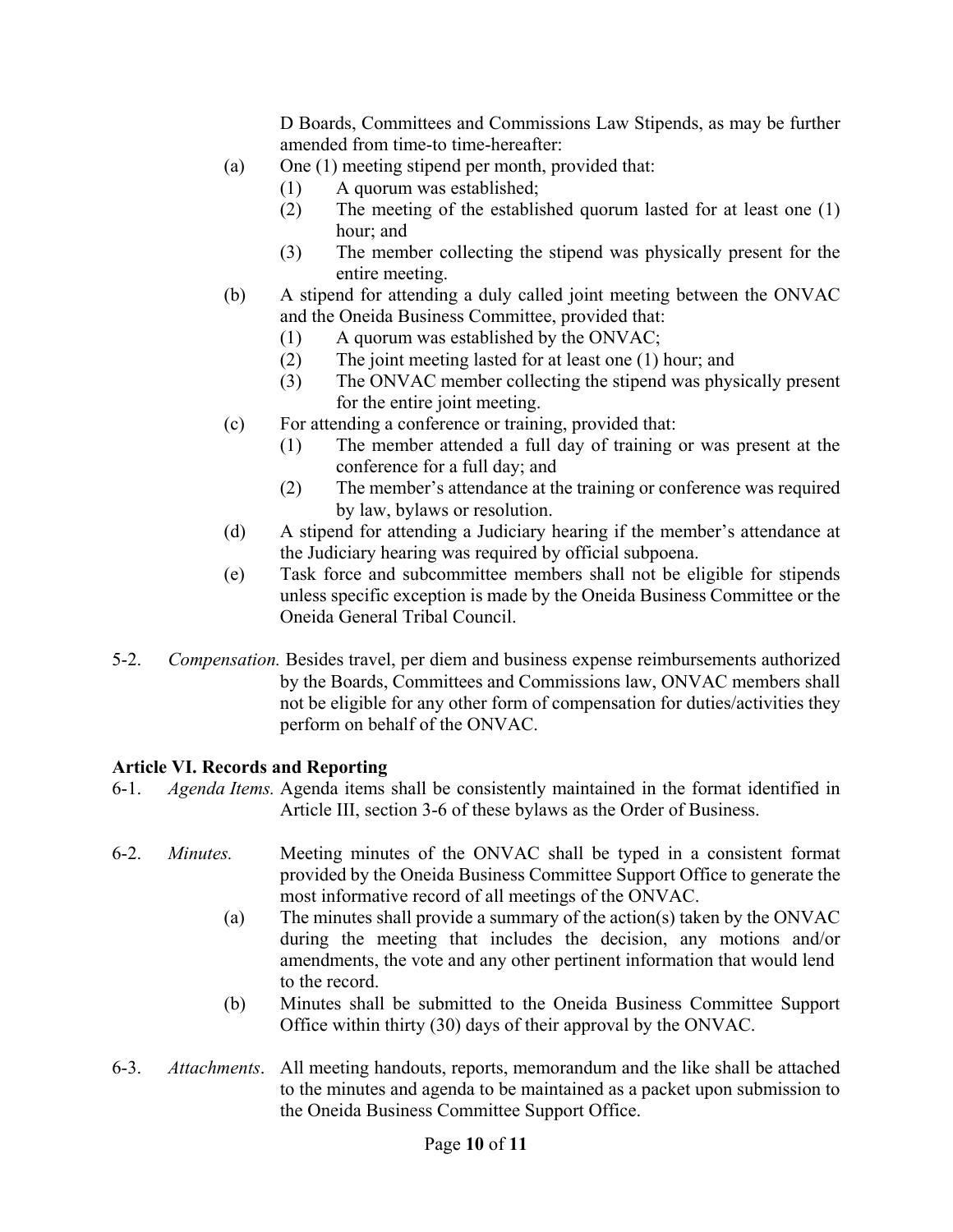D Boards, Committees and Commissions Law Stipends, as may be further amended from time-to time-hereafter:

- (a) One (1) meeting stipend per month, provided that:
  - (1) A quorum was established;
  - (2) The meeting of the established quorum lasted for at least one (1) hour; and
  - (3) The member collecting the stipend was physically present for the entire meeting.
- (b) A stipend for attending a duly called joint meeting between the ONVAC and the Oneida Business Committee, provided that:
  - (1) A quorum was established by the ONVAC;
  - (2) The joint meeting lasted for at least one (1) hour; and
  - (3) The ONVAC member collecting the stipend was physically present for the entire joint meeting.
- (c) For attending a conference or training, provided that:
  - (1) The member attended a full day of training or was present at the conference for a full day; and
  - (2) The member's attendance at the training or conference was required by law, bylaws or resolution.
- (d) A stipend for attending a Judiciary hearing if the member's attendance at the Judiciary hearing was required by official subpoena.
- (e) Task force and subcommittee members shall not be eligible for stipends unless specific exception is made by the Oneida Business Committee or the Oneida General Tribal Council.

5-2. *Compensation.* Besides travel, per diem and business expense reimbursements authorized by the Boards, Committees and Commissions law, ONVAC members shall not be eligible for any other form of compensation for duties/activities they perform on behalf of the ONVAC.

**Article VI. Records and Reporting**

6-1. *Agenda Items.* Agenda items shall be consistently maintained in the format identified in Article III, section 3-6 of these bylaws as the Order of Business.

6-2. *Minutes.* Meeting minutes of the ONVAC shall be typed in a consistent format provided by the Oneida Business Committee Support Office to generate the most informative record of all meetings of the ONVAC.

- (a) The minutes shall provide a summary of the action(s) taken by the ONVAC during the meeting that includes the decision, any motions and/or amendments, the vote and any other pertinent information that would lend to the record.
- (b) Minutes shall be submitted to the Oneida Business Committee Support Office within thirty (30) days of their approval by the ONVAC.

6-3. *Attachments*. All meeting handouts, reports, memorandum and the like shall be attached to the minutes and agenda to be maintained as a packet upon submission to the Oneida Business Committee Support Office.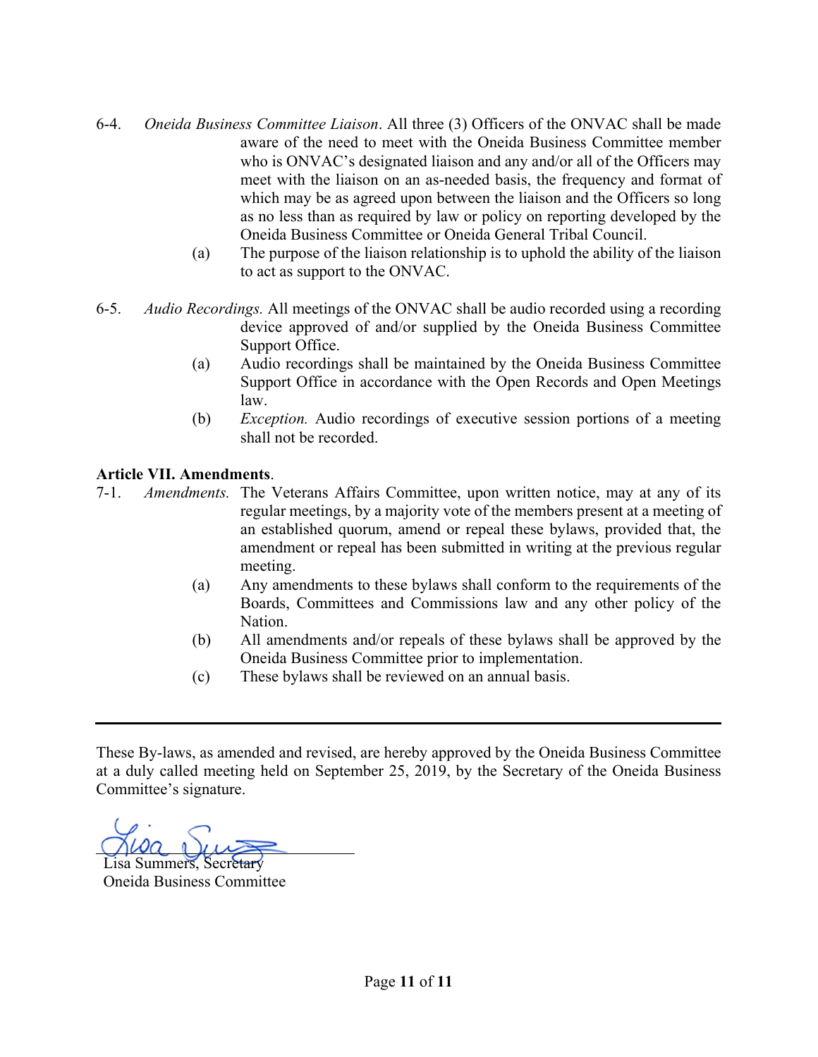6-4. *Oneida Business Committee Liaison*. All three (3) Officers of the ONVAC shall be made aware of the need to meet with the Oneida Business Committee member who is ONVAC's designated liaison and any and/or all of the Officers may meet with the liaison on an as-needed basis, the frequency and format of which may be as agreed upon between the liaison and the Officers so long as no less than as required by law or policy on reporting developed by the Oneida Business Committee or Oneida General Tribal Council.

(a) The purpose of the liaison relationship is to uphold the ability of the liaison to act as support to the ONVAC.

6-5. *Audio Recordings.* All meetings of the ONVAC shall be audio recorded using a recording device approved of and/or supplied by the Oneida Business Committee Support Office.

(a) Audio recordings shall be maintained by the Oneida Business Committee Support Office in accordance with the Open Records and Open Meetings law.

(b) *Exception.* Audio recordings of executive session portions of a meeting shall not be recorded.

**Article VII. Amendments**.

7-1. *Amendments.* The Veterans Affairs Committee, upon written notice, may at any of its regular meetings, by a majority vote of the members present at a meeting of an established quorum, amend or repeal these bylaws, provided that, the amendment or repeal has been submitted in writing at the previous regular meeting.

(a) Any amendments to these bylaws shall conform to the requirements of the Boards, Committees and Commissions law and any other policy of the Nation.

(b) All amendments and/or repeals of these bylaws shall be approved by the Oneida Business Committee prior to implementation.

(c) These bylaws shall be reviewed on an annual basis.

---

These By-laws, as amended and revised, are hereby approved by the Oneida Business Committee at a duly called meeting held on September 25, 2019, by the Secretary of the Oneida Business Committee's signature.

Lisa Summers, Secretary
Oneida Business Committee